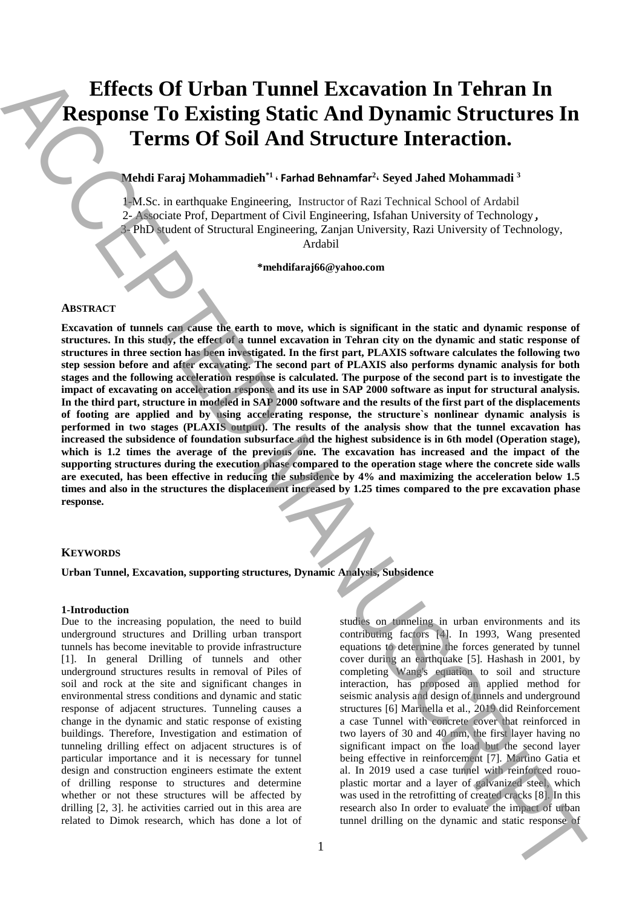# Effects Of Urban Tunnel Excavation In Tehran In Response To Existing Static And Dynamic Structures In Terms Of Soil And Structure Interaction.

**Mehdi Faraj Mohammadieh[*1], Farhad Behnamfar[2], Seyed Jahed Mohammadi [3]**

1-M.Sc. in earthquake Engineering, Instructor of Razi Technical School of Ardabil
2- Associate Prof, Department of Civil Engineering, Isfahan University of Technology,
3- PhD student of Structural Engineering, Zanjan University, Razi University of Technology, Ardabil

**\*mehdifaraj66@yahoo.com**

## Abstract

**Excavation of tunnels can cause the earth to move, which is significant in the static and dynamic response of structures. In this study, the effect of a tunnel excavation in Tehran city on the dynamic and static response of structures in three section has been investigated. In the first part, PLAXIS software calculates the following two step session before and after excavating. The second part of PLAXIS also performs dynamic analysis for both stages and the following acceleration response is calculated. The purpose of the second part is to investigate the impact of excavating on acceleration response and its use in SAP 2000 software as input for structural analysis. In the third part, structure in modeled in SAP 2000 software and the results of the first part of the displacements of footing are applied and by using accelerating response, the structure`s nonlinear dynamic analysis is performed in two stages (PLAXIS output). The results of the analysis show that the tunnel excavation has increased the subsidence of foundation subsurface and the highest subsidence is in 6th model (Operation stage), which is 1.2 times the average of the previous one. The excavation has increased and the impact of the supporting structures during the execution phase compared to the operation stage where the concrete side walls are executed, has been effective in reducing the subsidence by 4% and maximizing the acceleration below 1.5 times and also in the structures the displacement increased by 1.25 times compared to the pre excavation phase response.**

## Keywords

**Urban Tunnel, Excavation, supporting structures, Dynamic Analysis, Subsidence**

### 1-Introduction

Due to the increasing population, the need to build underground structures and Drilling urban transport tunnels has become inevitable to provide infrastructure [1]. In general Drilling of tunnels and other underground structures results in removal of Piles of soil and rock at the site and significant changes in environmental stress conditions and dynamic and static response of adjacent structures. Tunneling causes a change in the dynamic and static response of existing buildings. Therefore, Investigation and estimation of tunneling drilling effect on adjacent structures is of particular importance and it is necessary for tunnel design and construction engineers estimate the extent of drilling response to structures and determine whether or not these structures will be affected by drilling [2, 3]. he activities carried out in this area are related to Dimok research, which has done a lot of studies on tunneling in urban environments and its contributing factors [4]. In 1993, Wang presented equations to determine the forces generated by tunnel cover during an earthquake [5]. Hashash in 2001, by completing Wang's equation to soil and structure interaction, has proposed an applied method for seismic analysis and design of tunnels and underground structures [6] Marinella et al., 2019 did Reinforcement a case Tunnel with concrete cover that reinforced in two layers of 30 and 40 mm, the first layer having no significant impact on the load but the second layer being effective in reinforcement [7]. Martino Gatia et al. In 2019 used a case tunnel with reinforced rouo-plastic mortar and a layer of galvanized steel, which was used in the retrofitting of created cracks [8]. In this research also In order to evaluate the impact of urban tunnel drilling on the dynamic and static response of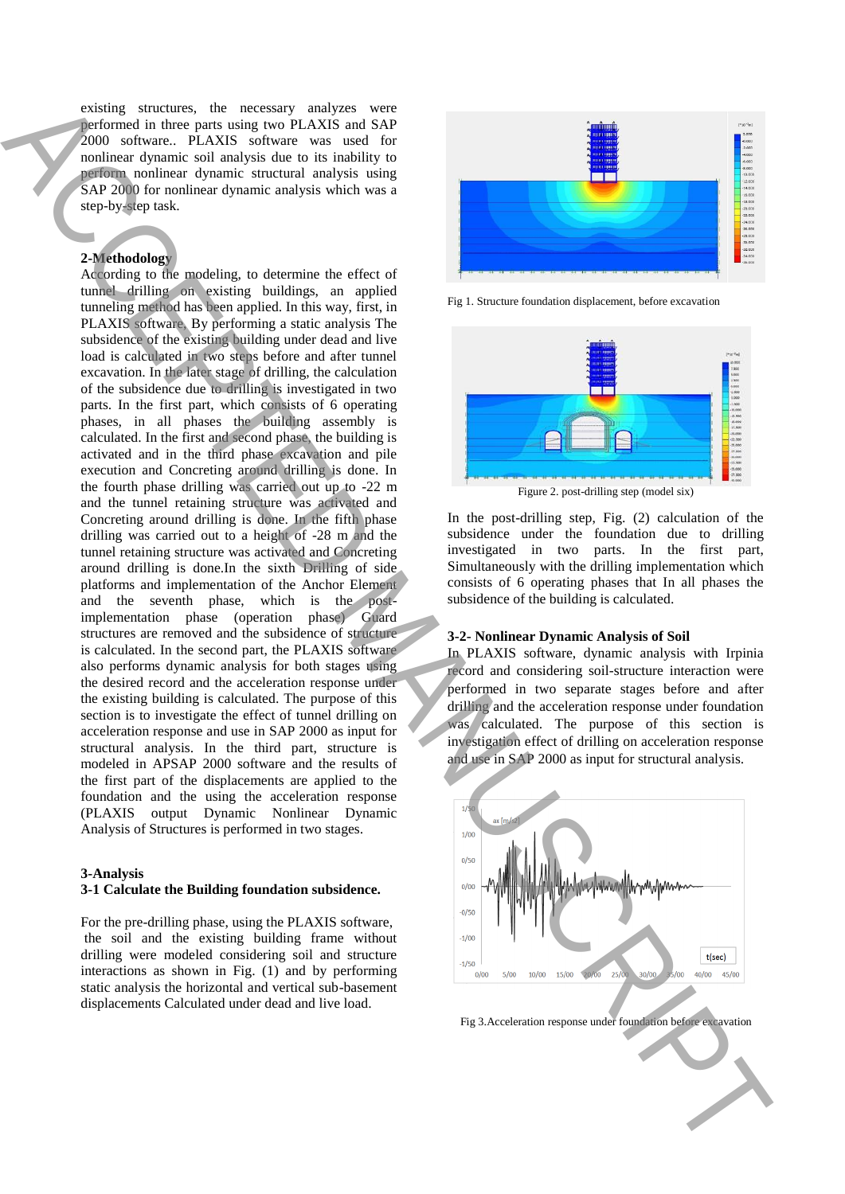existing structures, the necessary analyzes were performed in three parts using two PLAXIS and SAP 2000 software.. PLAXIS software was used for nonlinear dynamic soil analysis due to its inability to perform nonlinear dynamic structural analysis using SAP 2000 for nonlinear dynamic analysis which was a step-by-step task.

## 2-Methodology

According to the modeling, to determine the effect of tunnel drilling on existing buildings, an applied tunneling method has been applied. In this way, first, in PLAXIS software, By performing a static analysis The subsidence of the existing building under dead and live load is calculated in two steps before and after tunnel excavation. In the later stage of drilling, the calculation of the subsidence due to drilling is investigated in two parts. In the first part, which consists of 6 operating phases, in all phases the building assembly is calculated. In the first and second phase, the building is activated and in the third phase excavation and pile execution and Concreting around drilling is done. In the fourth phase drilling was carried out up to -22 m and the tunnel retaining structure was activated and Concreting around drilling is done. In the fifth phase drilling was carried out to a height of -28 m and the tunnel retaining structure was activated and Concreting around drilling is done.In the sixth Drilling of side platforms and implementation of the Anchor Element and the seventh phase, which is the post-implementation phase (operation phase) Guard structures are removed and the subsidence of structure is calculated. In the second part, the PLAXIS software also performs dynamic analysis for both stages using the desired record and the acceleration response under the existing building is calculated. The purpose of this section is to investigate the effect of tunnel drilling on acceleration response and use in SAP 2000 as input for structural analysis. In the third part, structure is modeled in APSAP 2000 software and the results of the first part of the displacements are applied to the foundation and the using the acceleration response (PLAXIS output Dynamic Nonlinear Dynamic Analysis of Structures is performed in two stages.

## 3-Analysis

### 3-1 Calculate the Building foundation subsidence.

For the pre-drilling phase, using the PLAXIS software, the soil and the existing building frame without drilling were modeled considering soil and structure interactions as shown in Fig. (1) and by performing static analysis the horizontal and vertical sub-basement displacements Calculated under dead and live load.

Fig 1. Structure foundation displacement, before excavation

Figure 2. post-drilling step (model six)

In the post-drilling step, Fig. (2) calculation of the subsidence under the foundation due to drilling investigated in two parts. In the first part, Simultaneously with the drilling implementation which consists of 6 operating phases that In all phases the subsidence of the building is calculated.

### 3-2- Nonlinear Dynamic Analysis of Soil

In PLAXIS software, dynamic analysis with Irpinia record and considering soil-structure interaction were performed in two separate stages before and after drilling and the acceleration response under foundation was calculated. The purpose of this section is investigation effect of drilling on acceleration response and use in SAP 2000 as input for structural analysis.

Fig 3.Acceleration response under foundation before excavation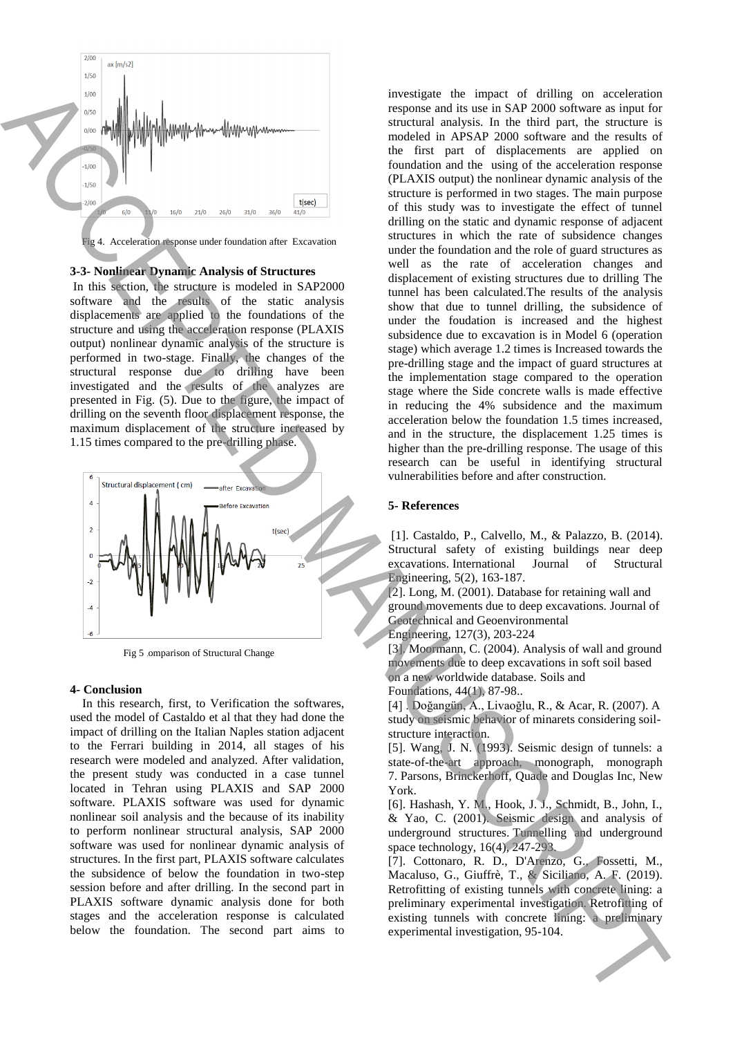Fig 4. Acceleration response under foundation after Excavation

### 3-3- Nonlinear Dynamic Analysis of Structures

In this section, the structure is modeled in SAP2000 software and the results of the static analysis displacements are applied to the foundations of the structure and using the acceleration response (PLAXIS output) nonlinear dynamic analysis of the structure is performed in two-stage. Finally, the changes of the structural response due to drilling have been investigated and the results of the analyzes are presented in Fig. (5). Due to the figure, the impact of drilling on the seventh floor displacement response, the maximum displacement of the structure increased by 1.15 times compared to the pre-drilling phase.

Fig 5 .omparison of Structural Change

## 4- Conclusion

In this research, first, to Verification the softwares, used the model of Castaldo et al that they had done the impact of drilling on the Italian Naples station adjacent to the Ferrari building in 2014, all stages of his research were modeled and analyzed. After validation, the present study was conducted in a case tunnel located in Tehran using PLAXIS and SAP 2000 software. PLAXIS software was used for dynamic nonlinear soil analysis and the because of its inability to perform nonlinear structural analysis, SAP 2000 software was used for nonlinear dynamic analysis of structures. In the first part, PLAXIS software calculates the subsidence of below the foundation in two-step session before and after drilling. In the second part in PLAXIS software dynamic analysis done for both stages and the acceleration response is calculated below the foundation. The second part aims to investigate the impact of drilling on acceleration response and its use in SAP 2000 software as input for structural analysis. In the third part, the structure is modeled in APSAP 2000 software and the results of the first part of displacements are applied on foundation and the using of the acceleration response (PLAXIS output) the nonlinear dynamic analysis of the structure is performed in two stages. The main purpose of this study was to investigate the effect of tunnel drilling on the static and dynamic response of adjacent structures in which the rate of subsidence changes under the foundation and the role of guard structures as well as the rate of acceleration changes and displacement of existing structures due to drilling The tunnel has been calculated.The results of the analysis show that due to tunnel drilling, the subsidence of under the foudation is increased and the highest subsidence due to excavation is in Model 6 (operation stage) which average 1.2 times is Increased towards the pre-drilling stage and the impact of guard structures at the implementation stage compared to the operation stage where the Side concrete walls is made effective in reducing the 4% subsidence and the maximum acceleration below the foundation 1.5 times increased, and in the structure, the displacement 1.25 times is higher than the pre-drilling response. The usage of this research can be useful in identifying structural vulnerabilities before and after construction.

## 5- References

[1]. Castaldo, P., Calvello, M., & Palazzo, B. (2014). Structural safety of existing buildings near deep excavations. International Journal of Structural Engineering, 5(2), 163-187.

[2]. Long, M. (2001). Database for retaining wall and ground movements due to deep excavations. Journal of Geotechnical and Geoenvironmental Engineering, 127(3), 203-224

[3]. Moormann, C. (2004). Analysis of wall and ground movements due to deep excavations in soft soil based on a new worldwide database. Soils and Foundations, 44(1), 87-98..

[4] . Doğangün, A., Livaoğlu, R., & Acar, R. (2007). A study on seismic behavior of minarets considering soil-structure interaction.

[5]. Wang, J. N. (1993). Seismic design of tunnels: a state-of-the-art approach, monograph, monograph 7. Parsons, Brinckerhoff, Quade and Douglas Inc, New York.

[6]. Hashash, Y. M., Hook, J. J., Schmidt, B., John, I., & Yao, C. (2001). Seismic design and analysis of underground structures. Tunnelling and underground space technology, 16(4), 247-293.

[7]. Cottonaro, R. D., D'Arenzo, G., Fossetti, M., Macaluso, G., Giuffrè, T., & Siciliano, A. F. (2019). Retrofitting of existing tunnels with concrete lining: a preliminary experimental investigation. Retrofitting of existing tunnels with concrete lining: a preliminary experimental investigation, 95-104.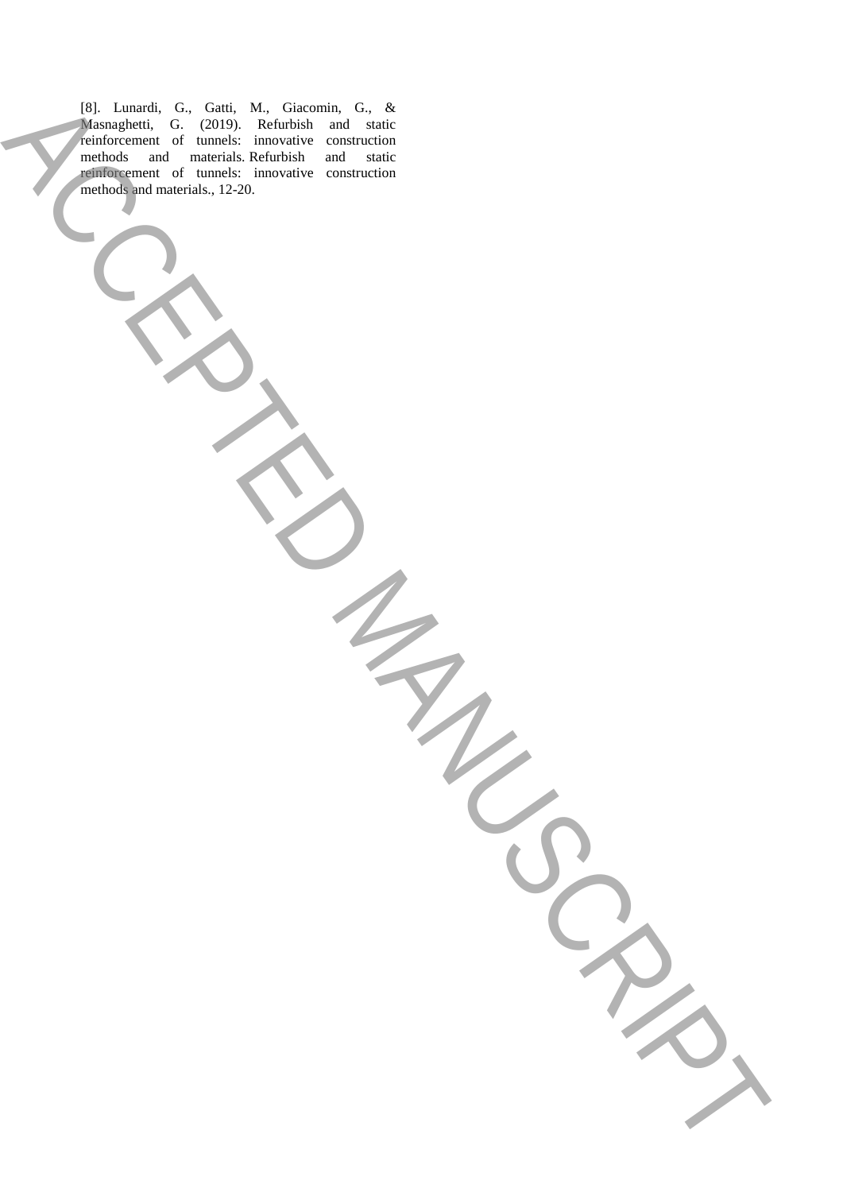[8]. Lunardi, G., Gatti, M., Giacomin, G., & Masnaghetti, G. (2019). Refurbish and static reinforcement of tunnels: innovative construction methods and materials. Refurbish and static reinforcement of tunnels: innovative construction methods and materials., 12-20.